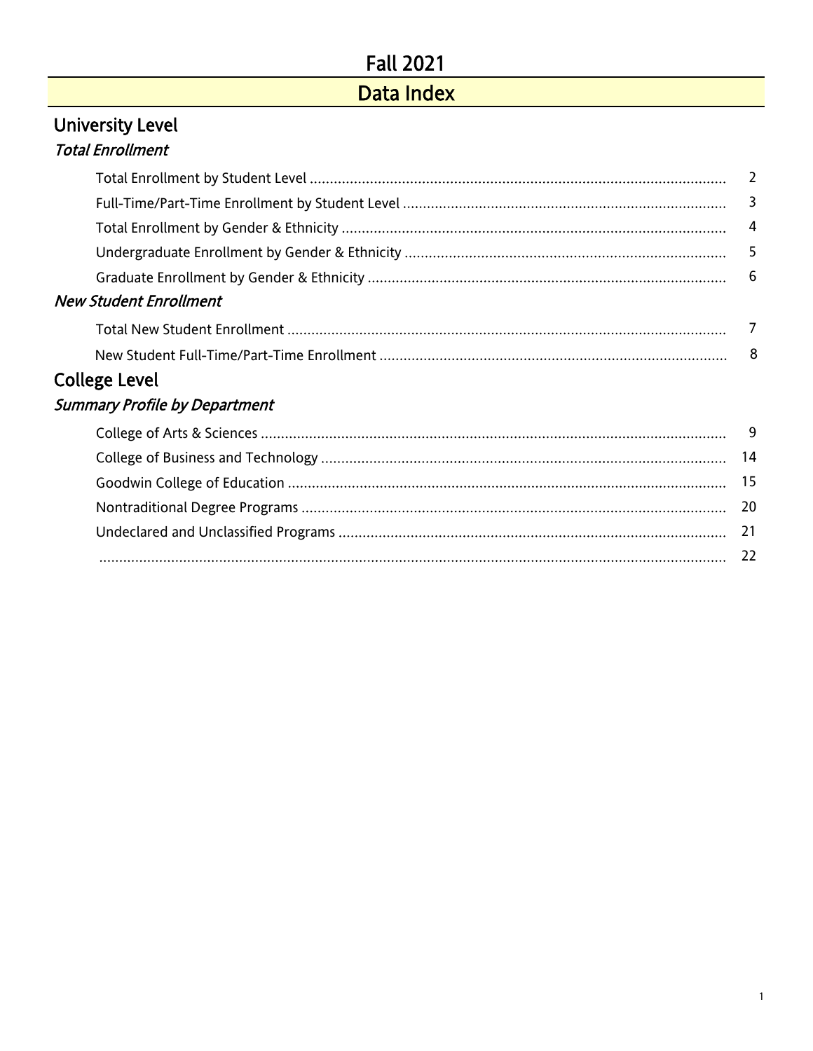# Fall 2021

# Data Index

## University Level

### *Total Enrollment*

| | |
|---|---|
| Total Enrollment by Student Level | 2 |
| Full-Time/Part-Time Enrollment by Student Level | 3 |
| Total Enrollment by Gender & Ethnicity | 4 |
| Undergraduate Enrollment by Gender & Ethnicity | 5 |
| Graduate Enrollment by Gender & Ethnicity | 6 |

### *New Student Enrollment*

| | |
|---|---|
| Total New Student Enrollment | 7 |
| New Student Full-Time/Part-Time Enrollment | 8 |

## College Level

### *Summary Profile by Department*

| | |
|---|---|
| College of Arts & Sciences | 9 |
| College of Business and Technology | 14 |
| Goodwin College of Education | 15 |
| Nontraditional Degree Programs | 20 |
| Undeclared and Unclassified Programs | 21 |
| | 22 |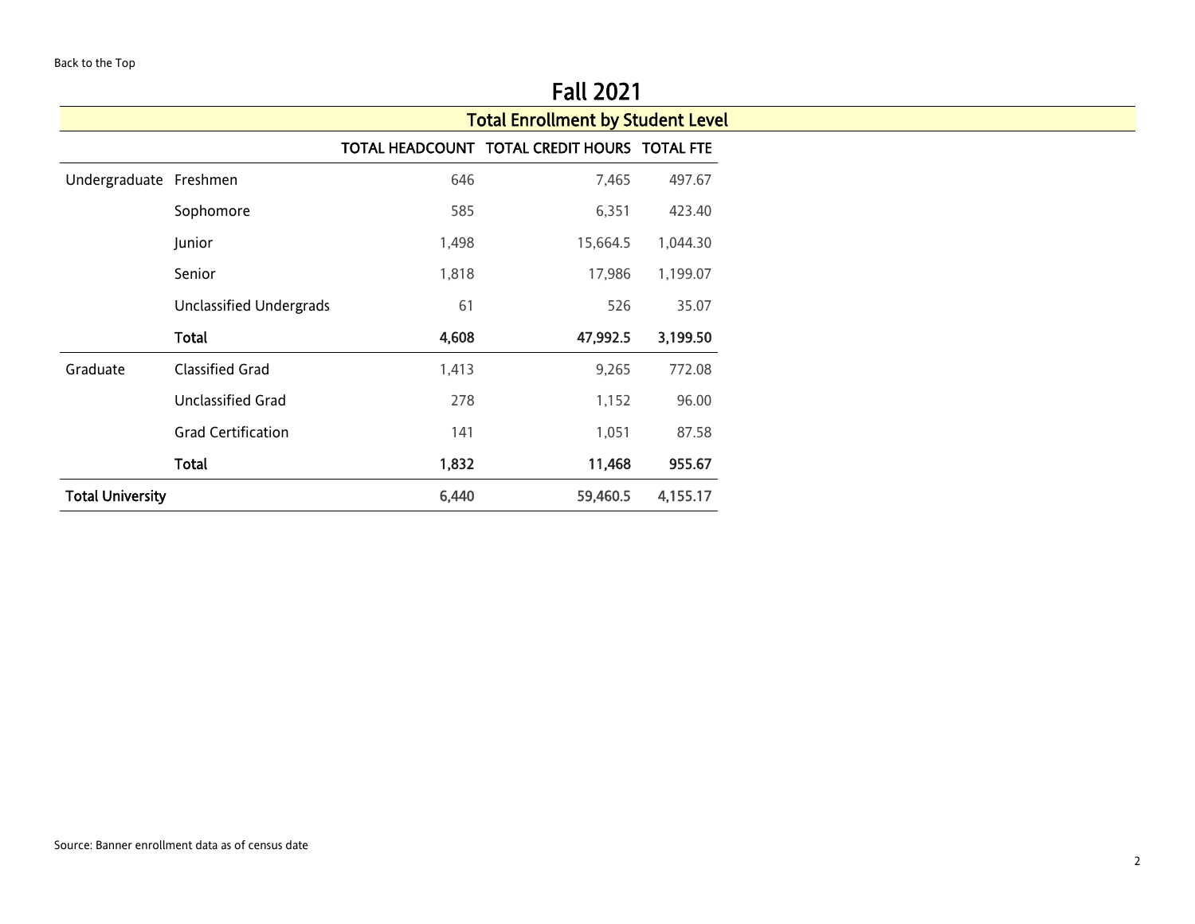Back to the Top

## Fall 2021

### Total Enrollment by Student Level

| | | TOTAL HEADCOUNT | TOTAL CREDIT HOURS | TOTAL FTE |
|---|---|---|---|---|
| Undergraduate | Freshmen | 646 | 7,465 | 497.67 |
| | Sophomore | 585 | 6,351 | 423.40 |
| | Junior | 1,498 | 15,664.5 | 1,044.30 |
| | Senior | 1,818 | 17,986 | 1,199.07 |
| | Unclassified Undergrads | 61 | 526 | 35.07 |
| | **Total** | **4,608** | **47,992.5** | **3,199.50** |
| Graduate | Classified Grad | 1,413 | 9,265 | 772.08 |
| | Unclassified Grad | 278 | 1,152 | 96.00 |
| | Grad Certification | 141 | 1,051 | 87.58 |
| | **Total** | **1,832** | **11,468** | **955.67** |
| **Total University** | | **6,440** | **59,460.5** | **4,155.17** |

Source: Banner enrollment data as of census date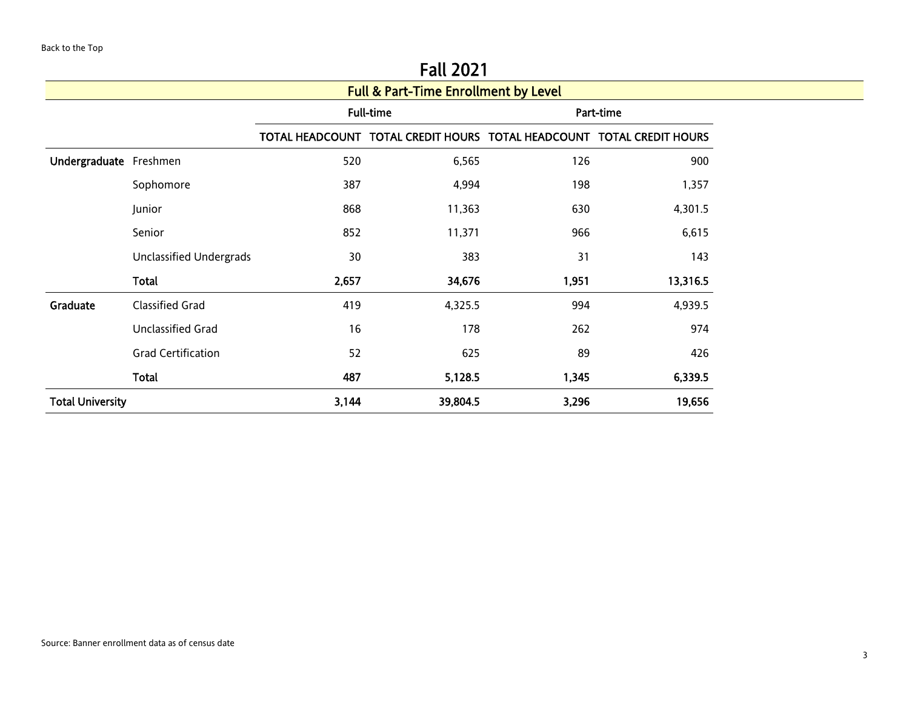Back to the Top

# Fall 2021

## Full & Part-Time Enrollment by Level

| | | Full-time | | Part-time | |
|---|---|---|---|---|---|
| | | TOTAL HEADCOUNT | TOTAL CREDIT HOURS | TOTAL HEADCOUNT | TOTAL CREDIT HOURS |
| **Undergraduate** | Freshmen | 520 | 6,565 | 126 | 900 |
| | Sophomore | 387 | 4,994 | 198 | 1,357 |
| | Junior | 868 | 11,363 | 630 | 4,301.5 |
| | Senior | 852 | 11,371 | 966 | 6,615 |
| | Unclassified Undergrads | 30 | 383 | 31 | 143 |
| | **Total** | **2,657** | **34,676** | **1,951** | **13,316.5** |
| **Graduate** | Classified Grad | 419 | 4,325.5 | 994 | 4,939.5 |
| | Unclassified Grad | 16 | 178 | 262 | 974 |
| | Grad Certification | 52 | 625 | 89 | 426 |
| | **Total** | **487** | **5,128.5** | **1,345** | **6,339.5** |
| **Total University** | | **3,144** | **39,804.5** | **3,296** | **19,656** |

Source: Banner enrollment data as of census date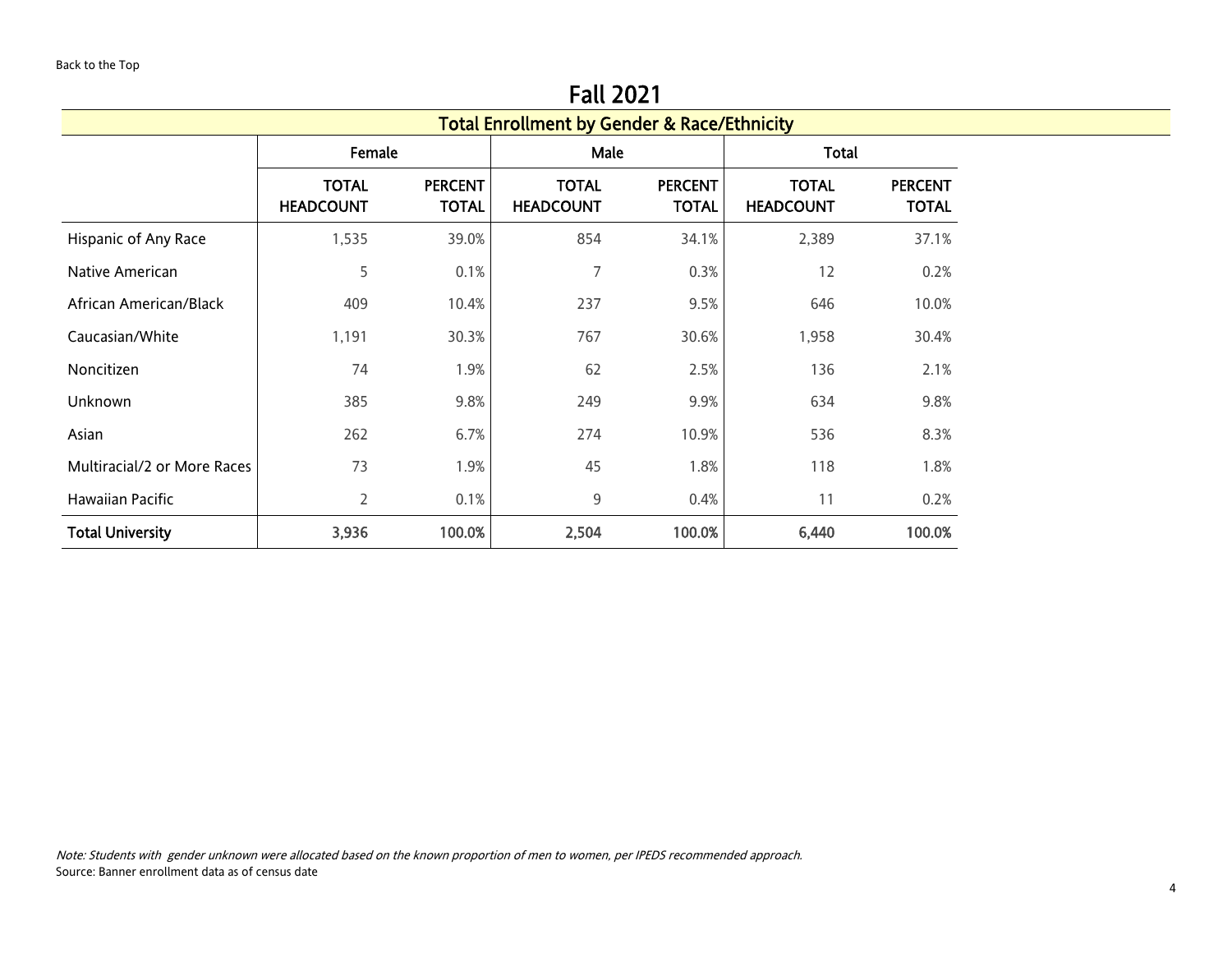Back to the Top

# Fall 2021

## Total Enrollment by Gender & Race/Ethnicity

| | Female | | Male | | Total | |
|---|---|---|---|---|---|---|
| | **TOTAL HEADCOUNT** | **PERCENT TOTAL** | **TOTAL HEADCOUNT** | **PERCENT TOTAL** | **TOTAL HEADCOUNT** | **PERCENT TOTAL** |
| Hispanic of Any Race | 1,535 | 39.0% | 854 | 34.1% | 2,389 | 37.1% |
| Native American | 5 | 0.1% | 7 | 0.3% | 12 | 0.2% |
| African American/Black | 409 | 10.4% | 237 | 9.5% | 646 | 10.0% |
| Caucasian/White | 1,191 | 30.3% | 767 | 30.6% | 1,958 | 30.4% |
| Noncitizen | 74 | 1.9% | 62 | 2.5% | 136 | 2.1% |
| Unknown | 385 | 9.8% | 249 | 9.9% | 634 | 9.8% |
| Asian | 262 | 6.7% | 274 | 10.9% | 536 | 8.3% |
| Multiracial/2 or More Races | 73 | 1.9% | 45 | 1.8% | 118 | 1.8% |
| Hawaiian Pacific | 2 | 0.1% | 9 | 0.4% | 11 | 0.2% |
| **Total University** | **3,936** | **100.0%** | **2,504** | **100.0%** | **6,440** | **100.0%** |

*Note: Students with gender unknown were allocated based on the known proportion of men to women, per IPEDS recommended approach.*

Source: Banner enrollment data as of census date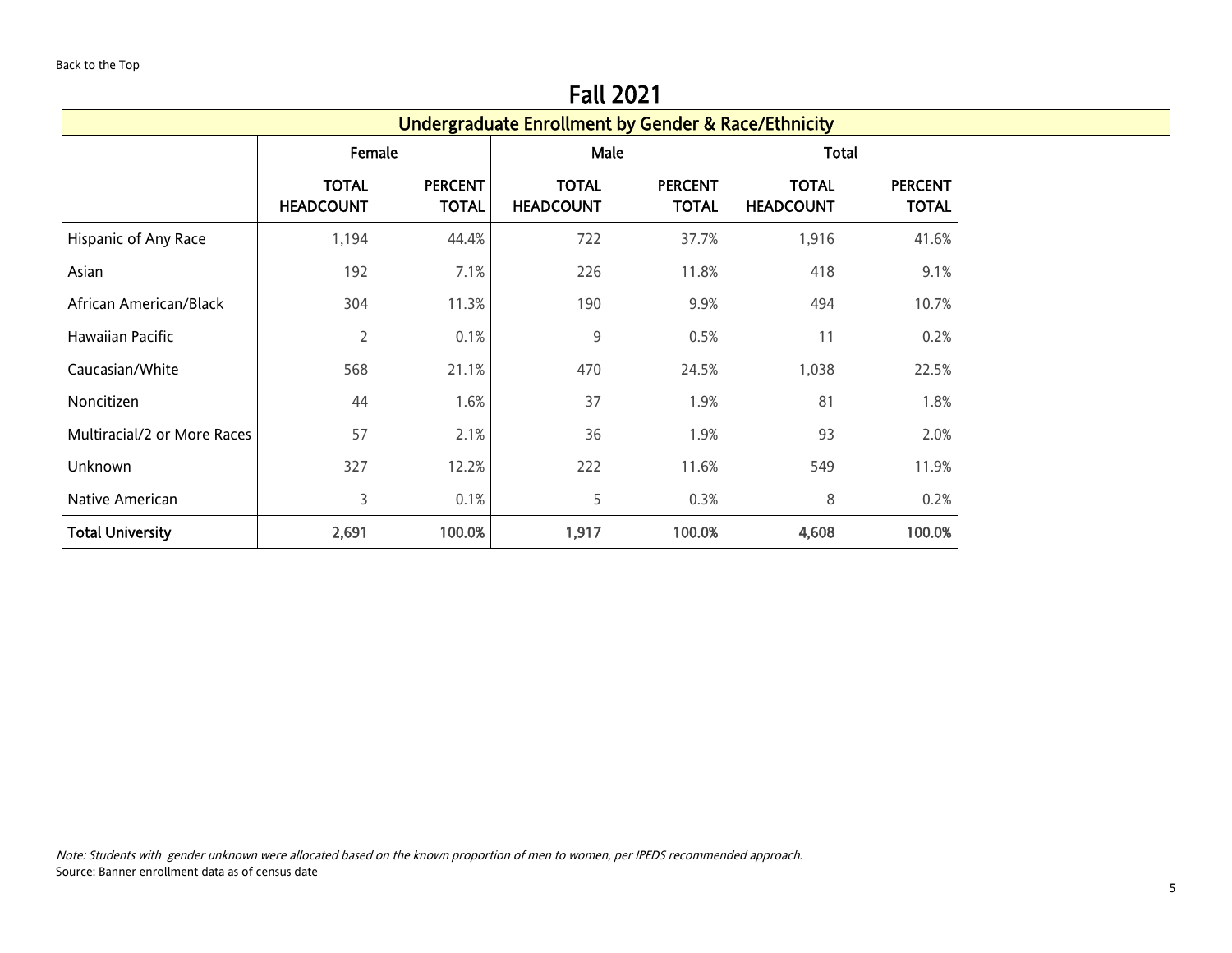Back to the Top

# Fall 2021

## Undergraduate Enrollment by Gender & Race/Ethnicity

| | Female | | Male | | Total | |
|---|---|---|---|---|---|---|
| | TOTAL HEADCOUNT | PERCENT TOTAL | TOTAL HEADCOUNT | PERCENT TOTAL | TOTAL HEADCOUNT | PERCENT TOTAL |
| Hispanic of Any Race | 1,194 | 44.4% | 722 | 37.7% | 1,916 | 41.6% |
| Asian | 192 | 7.1% | 226 | 11.8% | 418 | 9.1% |
| African American/Black | 304 | 11.3% | 190 | 9.9% | 494 | 10.7% |
| Hawaiian Pacific | 2 | 0.1% | 9 | 0.5% | 11 | 0.2% |
| Caucasian/White | 568 | 21.1% | 470 | 24.5% | 1,038 | 22.5% |
| Noncitizen | 44 | 1.6% | 37 | 1.9% | 81 | 1.8% |
| Multiracial/2 or More Races | 57 | 2.1% | 36 | 1.9% | 93 | 2.0% |
| Unknown | 327 | 12.2% | 222 | 11.6% | 549 | 11.9% |
| Native American | 3 | 0.1% | 5 | 0.3% | 8 | 0.2% |
| **Total University** | **2,691** | **100.0%** | **1,917** | **100.0%** | **4,608** | **100.0%** |

*Note: Students with gender unknown were allocated based on the known proportion of men to women, per IPEDS recommended approach.*

Source: Banner enrollment data as of census date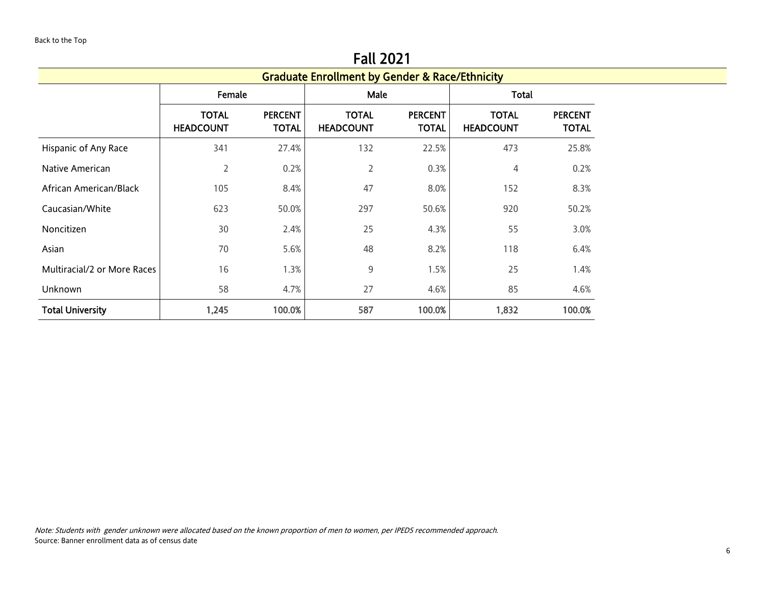Back to the Top

# Fall 2021

## Graduate Enrollment by Gender & Race/Ethnicity

| | Female | | Male | | Total | |
|---|---|---|---|---|---|---|
| | **TOTAL HEADCOUNT** | **PERCENT TOTAL** | **TOTAL HEADCOUNT** | **PERCENT TOTAL** | **TOTAL HEADCOUNT** | **PERCENT TOTAL** |
| Hispanic of Any Race | 341 | 27.4% | 132 | 22.5% | 473 | 25.8% |
| Native American | 2 | 0.2% | 2 | 0.3% | 4 | 0.2% |
| African American/Black | 105 | 8.4% | 47 | 8.0% | 152 | 8.3% |
| Caucasian/White | 623 | 50.0% | 297 | 50.6% | 920 | 50.2% |
| Noncitizen | 30 | 2.4% | 25 | 4.3% | 55 | 3.0% |
| Asian | 70 | 5.6% | 48 | 8.2% | 118 | 6.4% |
| Multiracial/2 or More Races | 16 | 1.3% | 9 | 1.5% | 25 | 1.4% |
| Unknown | 58 | 4.7% | 27 | 4.6% | 85 | 4.6% |
| **Total University** | **1,245** | **100.0%** | **587** | **100.0%** | **1,832** | **100.0%** |

*Note: Students with gender unknown were allocated based on the known proportion of men to women, per IPEDS recommended approach.*

Source: Banner enrollment data as of census date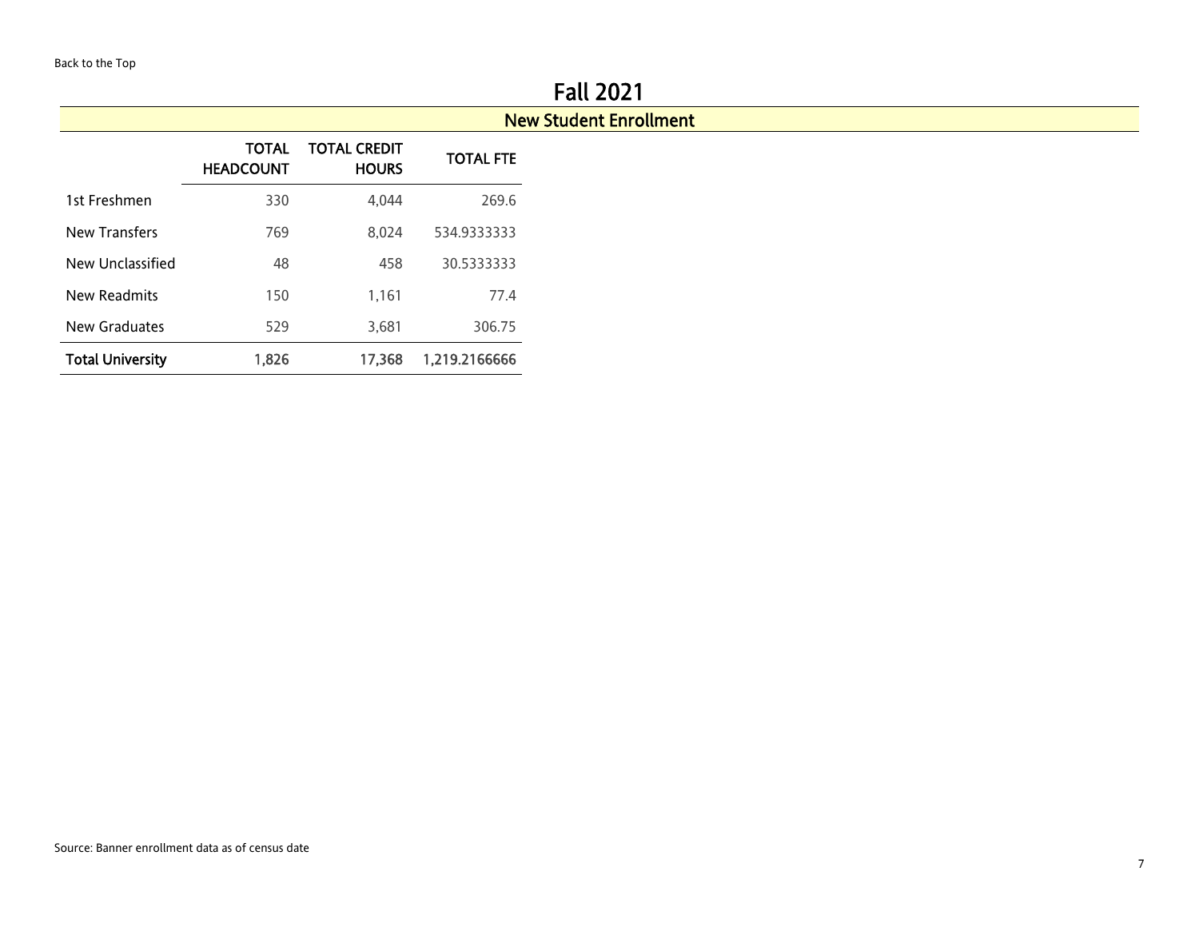Back to the Top

# Fall 2021

## New Student Enrollment

| | TOTAL HEADCOUNT | TOTAL CREDIT HOURS | TOTAL FTE |
|---|---|---|---|
| 1st Freshmen | 330 | 4,044 | 269.6 |
| New Transfers | 769 | 8,024 | 534.9333333 |
| New Unclassified | 48 | 458 | 30.5333333 |
| New Readmits | 150 | 1,161 | 77.4 |
| New Graduates | 529 | 3,681 | 306.75 |
| **Total University** | **1,826** | **17,368** | **1,219.2166666** |

Source: Banner enrollment data as of census date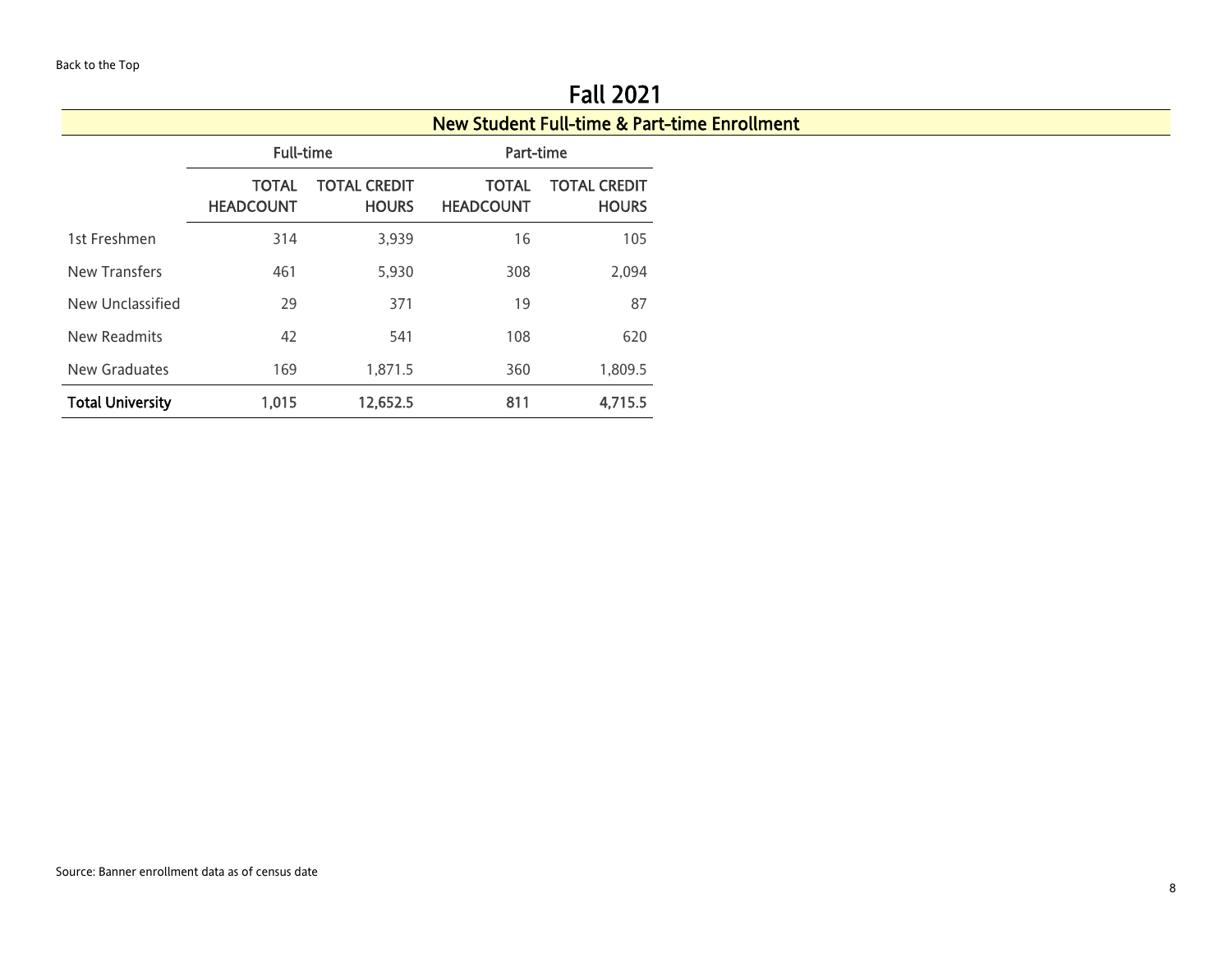Back to the Top

# Fall 2021

## New Student Full-time & Part-time Enrollment

| | Full-time | | Part-time | |
|---|---|---|---|---|
| | TOTAL HEADCOUNT | TOTAL CREDIT HOURS | TOTAL HEADCOUNT | TOTAL CREDIT HOURS |
| 1st Freshmen | 314 | 3,939 | 16 | 105 |
| New Transfers | 461 | 5,930 | 308 | 2,094 |
| New Unclassified | 29 | 371 | 19 | 87 |
| New Readmits | 42 | 541 | 108 | 620 |
| New Graduates | 169 | 1,871.5 | 360 | 1,809.5 |
| **Total University** | **1,015** | **12,652.5** | **811** | **4,715.5** |

Source: Banner enrollment data as of census date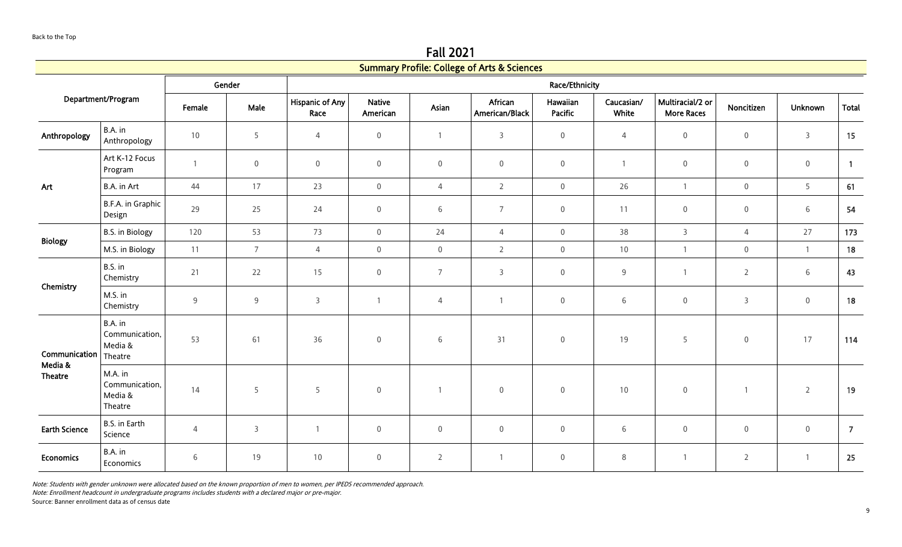Back to the Top

## Fall 2021

### Summary Profile: College of Arts & Sciences

| Department/Program | | Gender | | Race/Ethnicity | | | | | | | | | |
|---|---|---|---|---|---|---|---|---|---|---|---|---|---|
| | | Female | Male | Hispanic of Any Race | Native American | Asian | African American/Black | Hawaiian Pacific | Caucasian/ White | Multiracial/2 or More Races | Noncitizen | Unknown | Total |
| **Anthropology** | B.A. in Anthropology | 10 | 5 | 4 | 0 | 1 | 3 | 0 | 4 | 0 | 0 | 3 | **15** |
| **Art** | Art K-12 Focus Program | 1 | 0 | 0 | 0 | 0 | 0 | 0 | 1 | 0 | 0 | 0 | **1** |
| | B.A. in Art | 44 | 17 | 23 | 0 | 4 | 2 | 0 | 26 | 1 | 0 | 5 | **61** |
| | B.F.A. in Graphic Design | 29 | 25 | 24 | 0 | 6 | 7 | 0 | 11 | 0 | 0 | 6 | **54** |
| **Biology** | B.S. in Biology | 120 | 53 | 73 | 0 | 24 | 4 | 0 | 38 | 3 | 4 | 27 | **173** |
| | M.S. in Biology | 11 | 7 | 4 | 0 | 0 | 2 | 0 | 10 | 1 | 0 | 1 | **18** |
| **Chemistry** | B.S. in Chemistry | 21 | 22 | 15 | 0 | 7 | 3 | 0 | 9 | 1 | 2 | 6 | **43** |
| | M.S. in Chemistry | 9 | 9 | 3 | 1 | 4 | 1 | 0 | 6 | 0 | 3 | 0 | **18** |
| **Communication Media & Theatre** | B.A. in Communication, Media & Theatre | 53 | 61 | 36 | 0 | 6 | 31 | 0 | 19 | 5 | 0 | 17 | **114** |
| | M.A. in Communication, Media & Theatre | 14 | 5 | 5 | 0 | 1 | 0 | 0 | 10 | 0 | 1 | 2 | **19** |
| **Earth Science** | B.S. in Earth Science | 4 | 3 | 1 | 0 | 0 | 0 | 0 | 6 | 0 | 0 | 0 | **7** |
| **Economics** | B.A. in Economics | 6 | 19 | 10 | 0 | 2 | 1 | 0 | 8 | 1 | 2 | 1 | **25** |

*Note: Students with gender unknown were allocated based on the known proportion of men to women, per IPEDS recommended approach.*

*Note: Enrollment headcount in undergraduate programs includes students with a declared major or pre-major.*

Source: Banner enrollment data as of census date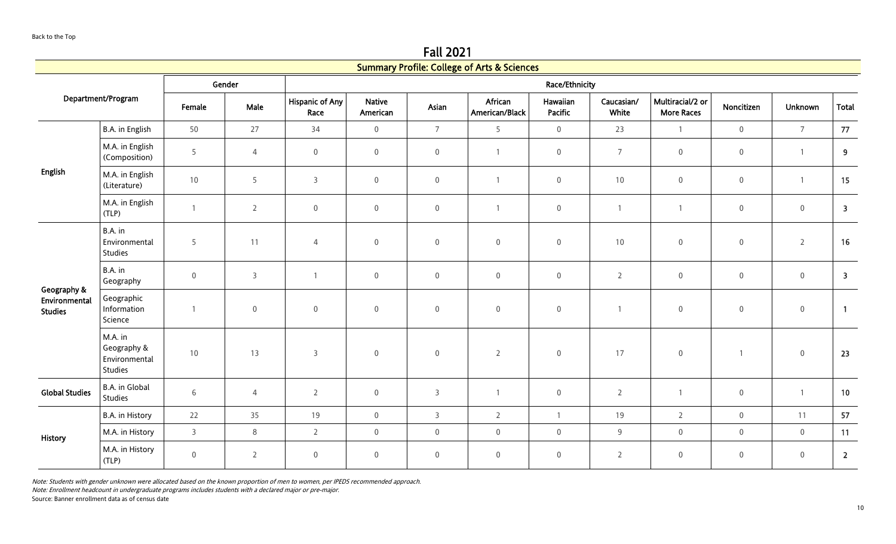Back to the Top

# Fall 2021

## Summary Profile: College of Arts & Sciences

| Department/Program | | Gender | | Race/Ethnicity | | | | | | | | | |
|---|---|---|---|---|---|---|---|---|---|---|---|---|---|
| | | Female | Male | Hispanic of Any Race | Native American | Asian | African American/Black | Hawaiian Pacific | Caucasian/ White | Multiracial/2 or More Races | Noncitizen | Unknown | Total |
| English | B.A. in English | 50 | 27 | 34 | 0 | 7 | 5 | 0 | 23 | 1 | 0 | 7 | **77** |
| | M.A. in English (Composition) | 5 | 4 | 0 | 0 | 0 | 1 | 0 | 7 | 0 | 0 | 1 | **9** |
| | M.A. in English (Literature) | 10 | 5 | 3 | 0 | 0 | 1 | 0 | 10 | 0 | 0 | 1 | **15** |
| | M.A. in English (TLP) | 1 | 2 | 0 | 0 | 0 | 1 | 0 | 1 | 1 | 0 | 0 | **3** |
| Geography & Environmental Studies | B.A. in Environmental Studies | 5 | 11 | 4 | 0 | 0 | 0 | 0 | 10 | 0 | 0 | 2 | **16** |
| | B.A. in Geography | 0 | 3 | 1 | 0 | 0 | 0 | 0 | 2 | 0 | 0 | 0 | **3** |
| | Geographic Information Science | 1 | 0 | 0 | 0 | 0 | 0 | 0 | 1 | 0 | 0 | 0 | **1** |
| | M.A. in Geography & Environmental Studies | 10 | 13 | 3 | 0 | 0 | 2 | 0 | 17 | 0 | 1 | 0 | **23** |
| Global Studies | B.A. in Global Studies | 6 | 4 | 2 | 0 | 3 | 1 | 0 | 2 | 1 | 0 | 1 | **10** |
| History | B.A. in History | 22 | 35 | 19 | 0 | 3 | 2 | 1 | 19 | 2 | 0 | 11 | **57** |
| | M.A. in History | 3 | 8 | 2 | 0 | 0 | 0 | 0 | 9 | 0 | 0 | 0 | **11** |
| | M.A. in History (TLP) | 0 | 2 | 0 | 0 | 0 | 0 | 0 | 2 | 0 | 0 | 0 | **2** |

*Note: Students with gender unknown were allocated based on the known proportion of men to women, per IPEDS recommended approach.*
*Note: Enrollment headcount in undergraduate programs includes students with a declared major or pre-major.*
Source: Banner enrollment data as of census date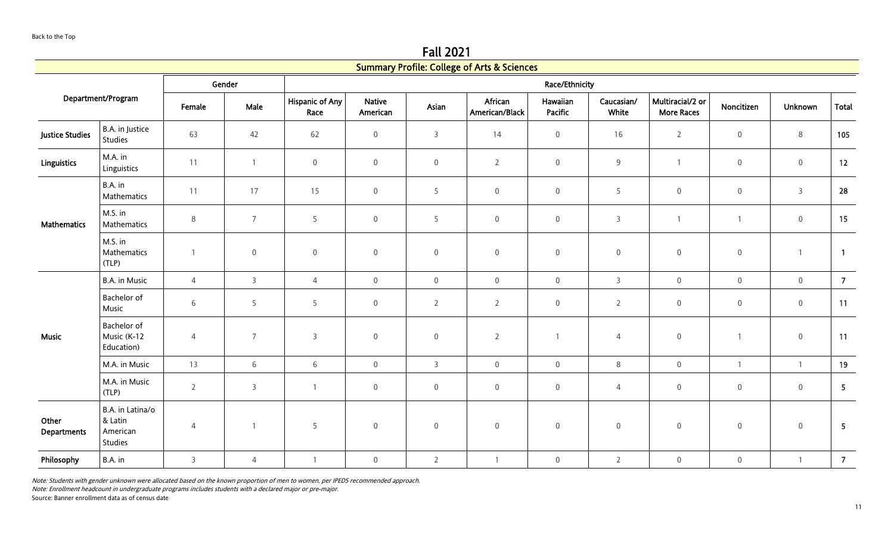Back to the Top

# Fall 2021

## Summary Profile: College of Arts & Sciences

| Department/Program | | Gender | | Race/Ethnicity | | | | | | | | | Total |
|---|---|---|---|---|---|---|---|---|---|---|---|---|---|
| | | Female | Male | Hispanic of Any Race | Native American | Asian | African American/Black | Hawaiian Pacific | Caucasian/ White | Multiracial/2 or More Races | Noncitizen | Unknown | |
| **Justice Studies** | B.A. in Justice Studies | 63 | 42 | 62 | 0 | 3 | 14 | 0 | 16 | 2 | 0 | 8 | **105** |
| **Linguistics** | M.A. in Linguistics | 11 | 1 | 0 | 0 | 0 | 2 | 0 | 9 | 1 | 0 | 0 | **12** |
| **Mathematics** | B.A. in Mathematics | 11 | 17 | 15 | 0 | 5 | 0 | 0 | 5 | 0 | 0 | 3 | **28** |
| | M.S. in Mathematics | 8 | 7 | 5 | 0 | 5 | 0 | 0 | 3 | 1 | 1 | 0 | **15** |
| | M.S. in Mathematics (TLP) | 1 | 0 | 0 | 0 | 0 | 0 | 0 | 0 | 0 | 0 | 1 | **1** |
| **Music** | B.A. in Music | 4 | 3 | 4 | 0 | 0 | 0 | 0 | 3 | 0 | 0 | 0 | **7** |
| | Bachelor of Music | 6 | 5 | 5 | 0 | 2 | 2 | 0 | 2 | 0 | 0 | 0 | **11** |
| | Bachelor of Music (K-12 Education) | 4 | 7 | 3 | 0 | 0 | 2 | 1 | 4 | 0 | 1 | 0 | **11** |
| | M.A. in Music | 13 | 6 | 6 | 0 | 3 | 0 | 0 | 8 | 0 | 1 | 1 | **19** |
| | M.A. in Music (TLP) | 2 | 3 | 1 | 0 | 0 | 0 | 0 | 4 | 0 | 0 | 0 | **5** |
| **Other Departments** | B.A. in Latina/o & Latin American Studies | 4 | 1 | 5 | 0 | 0 | 0 | 0 | 0 | 0 | 0 | 0 | **5** |
| **Philosophy** | B.A. in | 3 | 4 | 1 | 0 | 2 | 1 | 0 | 2 | 0 | 0 | 1 | **7** |

*Note: Students with gender unknown were allocated based on the known proportion of men to women, per IPEDS recommended approach.*

*Note: Enrollment headcount in undergraduate programs includes students with a declared major or pre-major.*

Source: Banner enrollment data as of census date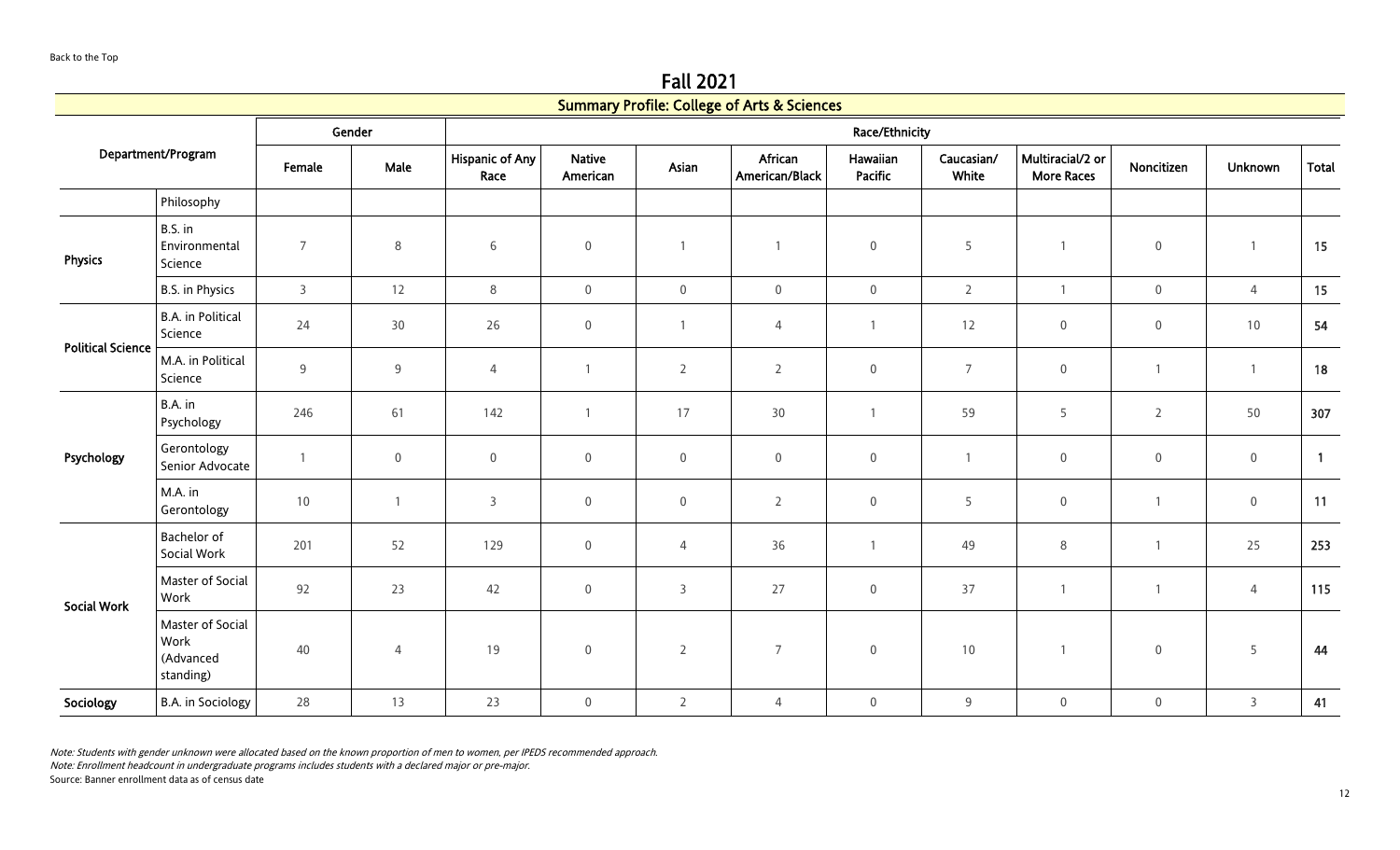Back to the Top

# Fall 2021

## Summary Profile: College of Arts & Sciences

| Department/Program | | Gender | | Race/Ethnicity | | | | | | | | | |
|---|---|---|---|---|---|---|---|---|---|---|---|---|---|
| | | Female | Male | Hispanic of Any Race | Native American | Asian | African American/Black | Hawaiian Pacific | Caucasian/ White | Multiracial/2 or More Races | Noncitizen | Unknown | Total |
| | Philosophy | | | | | | | | | | | | |
| **Physics** | B.S. in Environmental Science | 7 | 8 | 6 | 0 | 1 | 1 | 0 | 5 | 1 | 0 | 1 | **15** |
| | B.S. in Physics | 3 | 12 | 8 | 0 | 0 | 0 | 0 | 2 | 1 | 0 | 4 | **15** |
| **Political Science** | B.A. in Political Science | 24 | 30 | 26 | 0 | 1 | 4 | 1 | 12 | 0 | 0 | 10 | **54** |
| | M.A. in Political Science | 9 | 9 | 4 | 1 | 2 | 2 | 0 | 7 | 0 | 1 | 1 | **18** |
| **Psychology** | B.A. in Psychology | 246 | 61 | 142 | 1 | 17 | 30 | 1 | 59 | 5 | 2 | 50 | **307** |
| | Gerontology Senior Advocate | 1 | 0 | 0 | 0 | 0 | 0 | 0 | 1 | 0 | 0 | 0 | **1** |
| | M.A. in Gerontology | 10 | 1 | 3 | 0 | 0 | 2 | 0 | 5 | 0 | 1 | 0 | **11** |
| **Social Work** | Bachelor of Social Work | 201 | 52 | 129 | 0 | 4 | 36 | 1 | 49 | 8 | 1 | 25 | **253** |
| | Master of Social Work | 92 | 23 | 42 | 0 | 3 | 27 | 0 | 37 | 1 | 1 | 4 | **115** |
| | Master of Social Work (Advanced standing) | 40 | 4 | 19 | 0 | 2 | 7 | 0 | 10 | 1 | 0 | 5 | **44** |
| **Sociology** | B.A. in Sociology | 28 | 13 | 23 | 0 | 2 | 4 | 0 | 9 | 0 | 0 | 3 | **41** |

*Note: Students with gender unknown were allocated based on the known proportion of men to women, per IPEDS recommended approach.*
*Note: Enrollment headcount in undergraduate programs includes students with a declared major or pre-major.*
Source: Banner enrollment data as of census date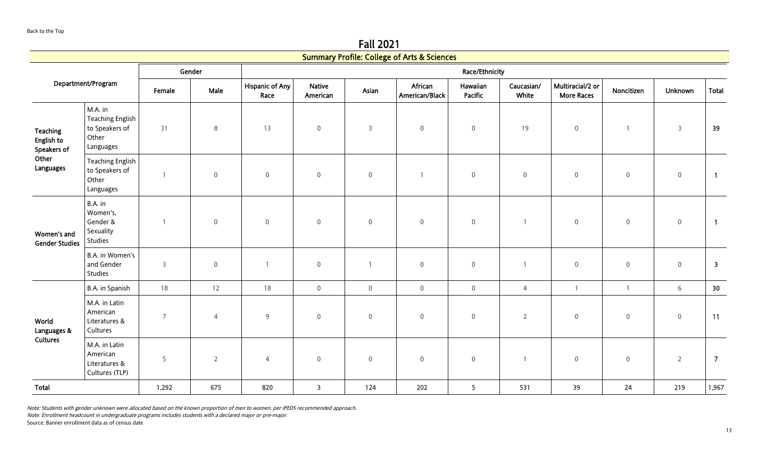Back to the Top

# Fall 2021

## Summary Profile: College of Arts & Sciences

| Department/Program | | Gender | | Race/Ethnicity | | | | | | | | | |
|---|---|---|---|---|---|---|---|---|---|---|---|---|---|
| | | Female | Male | Hispanic of Any Race | Native American | Asian | African American/Black | Hawaiian Pacific | Caucasian/ White | Multiracial/2 or More Races | Noncitizen | Unknown | Total |
| **Teaching English to Speakers of Other Languages** | M.A. in Teaching English to Speakers of Other Languages | 31 | 8 | 13 | 0 | 3 | 0 | 0 | 19 | 0 | 1 | 3 | **39** |
| | Teaching English to Speakers of Other Languages | 1 | 0 | 0 | 0 | 0 | 1 | 0 | 0 | 0 | 0 | 0 | **1** |
| **Women's and Gender Studies** | B.A. in Women's, Gender & Sexuality Studies | 1 | 0 | 0 | 0 | 0 | 0 | 0 | 1 | 0 | 0 | 0 | **1** |
| | B.A. in Women's and Gender Studies | 3 | 0 | 1 | 0 | 1 | 0 | 0 | 1 | 0 | 0 | 0 | **3** |
| **World Languages & Cultures** | B.A. in Spanish | 18 | 12 | 18 | 0 | 0 | 0 | 0 | 4 | 1 | 1 | 6 | **30** |
| | M.A. in Latin American Literatures & Cultures | 7 | 4 | 9 | 0 | 0 | 0 | 0 | 2 | 0 | 0 | 0 | **11** |
| | M.A. in Latin American Literatures & Cultures (TLP) | 5 | 2 | 4 | 0 | 0 | 0 | 0 | 1 | 0 | 0 | 2 | **7** |
| **Total** | | **1,292** | **675** | **820** | **3** | **124** | **202** | **5** | **531** | **39** | **24** | **219** | **1,967** |

*Note: Students with gender unknown were allocated based on the known proportion of men to women, per IPEDS recommended approach.*
*Note: Enrollment headcount in undergraduate programs includes students with a declared major or pre-major.*
Source: Banner enrollment data as of census date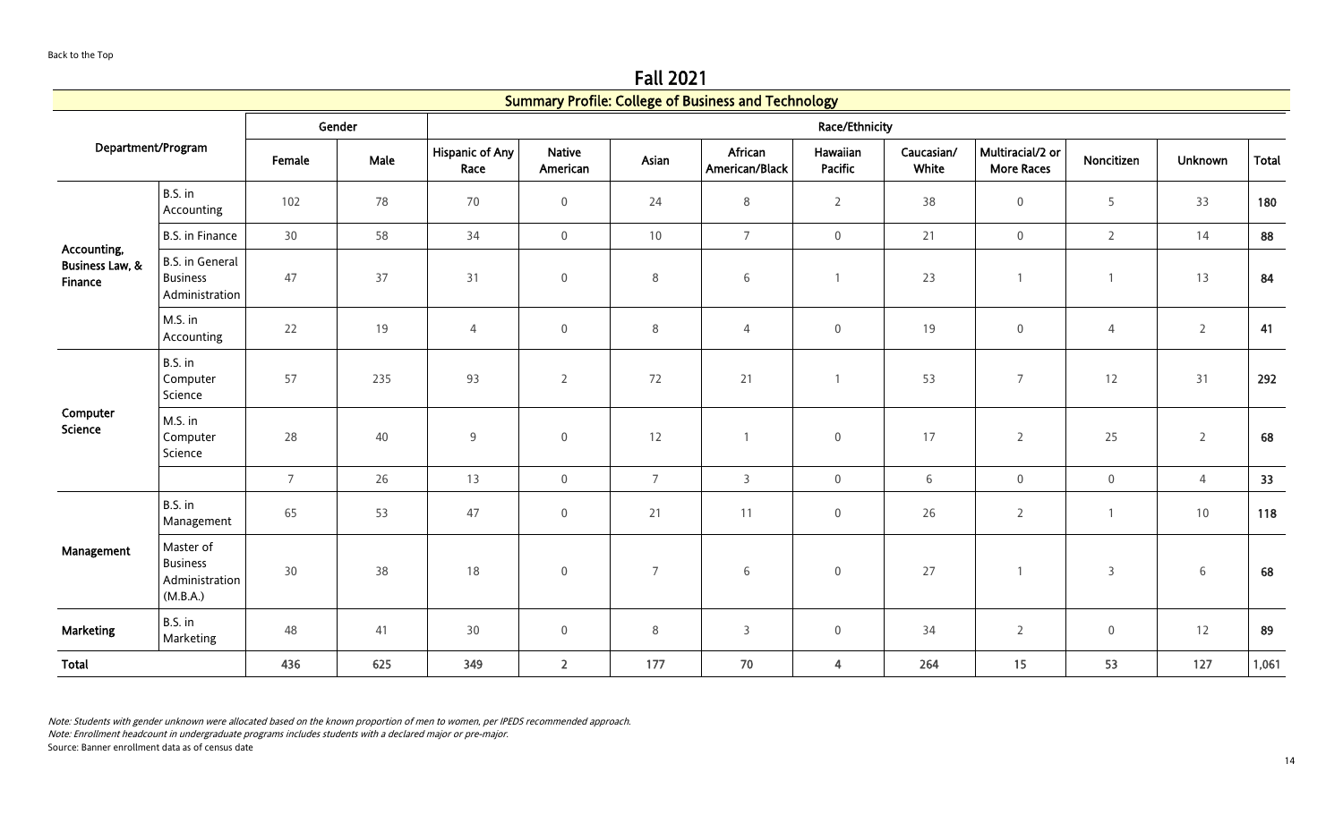Back to the Top

# Fall 2021

## Summary Profile: College of Business and Technology

| Department/Program | | Gender | | Race/Ethnicity | | | | | | | | | |
|---|---|---|---|---|---|---|---|---|---|---|---|---|---|
| | | Female | Male | Hispanic of Any Race | Native American | Asian | African American/Black | Hawaiian Pacific | Caucasian/ White | Multiracial/2 or More Races | Noncitizen | Unknown | Total |
| Accounting, Business Law, & Finance | B.S. in Accounting | 102 | 78 | 70 | 0 | 24 | 8 | 2 | 38 | 0 | 5 | 33 | **180** |
| | B.S. in Finance | 30 | 58 | 34 | 0 | 10 | 7 | 0 | 21 | 0 | 2 | 14 | **88** |
| | B.S. in General Business Administration | 47 | 37 | 31 | 0 | 8 | 6 | 1 | 23 | 1 | 1 | 13 | **84** |
| | M.S. in Accounting | 22 | 19 | 4 | 0 | 8 | 4 | 0 | 19 | 0 | 4 | 2 | **41** |
| Computer Science | B.S. in Computer Science | 57 | 235 | 93 | 2 | 72 | 21 | 1 | 53 | 7 | 12 | 31 | **292** |
| | M.S. in Computer Science | 28 | 40 | 9 | 0 | 12 | 1 | 0 | 17 | 2 | 25 | 2 | **68** |
| | | 7 | 26 | 13 | 0 | 7 | 3 | 0 | 6 | 0 | 0 | 4 | **33** |
| Management | B.S. in Management | 65 | 53 | 47 | 0 | 21 | 11 | 0 | 26 | 2 | 1 | 10 | **118** |
| | Master of Business Administration (M.B.A.) | 30 | 38 | 18 | 0 | 7 | 6 | 0 | 27 | 1 | 3 | 6 | **68** |
| Marketing | B.S. in Marketing | 48 | 41 | 30 | 0 | 8 | 3 | 0 | 34 | 2 | 0 | 12 | **89** |
| **Total** | | **436** | **625** | **349** | **2** | **177** | **70** | **4** | **264** | **15** | **53** | **127** | **1,061** |

*Note: Students with gender unknown were allocated based on the known proportion of men to women, per IPEDS recommended approach.*
*Note: Enrollment headcount in undergraduate programs includes students with a declared major or pre-major.*
Source: Banner enrollment data as of census date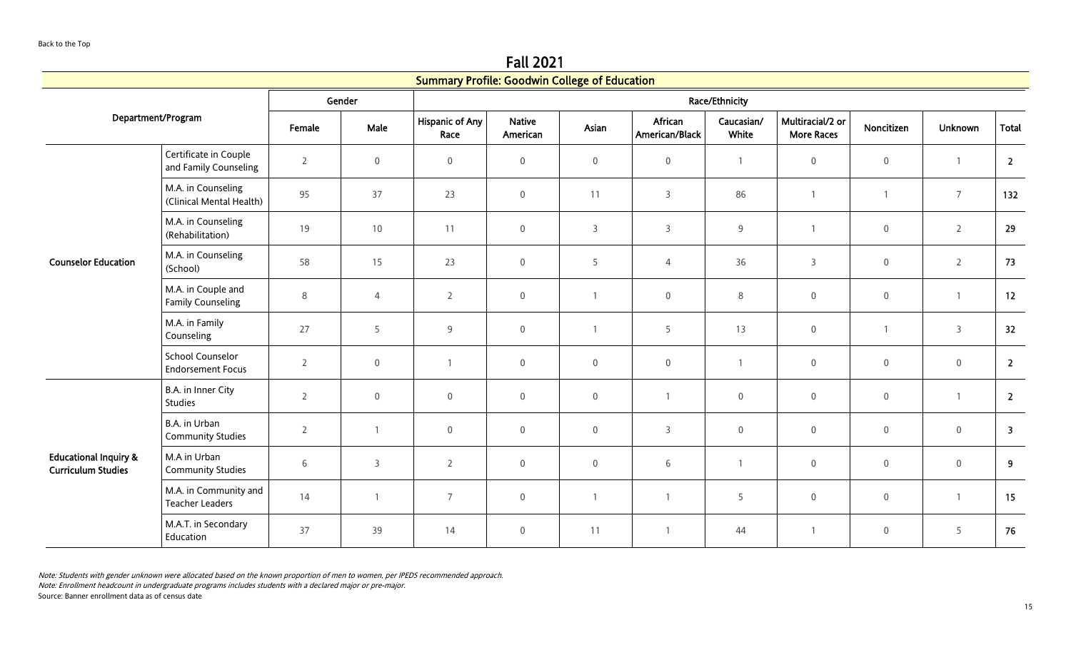Back to the Top

# Fall 2021

## Summary Profile: Goodwin College of Education

| Department/Program | | Gender | | Race/Ethnicity | | | | | | | | |
|---|---|---|---|---|---|---|---|---|---|---|---|---|
| | | Female | Male | Hispanic of Any Race | Native American | Asian | African American/Black | Caucasian/ White | Multiracial/2 or More Races | Noncitizen | Unknown | Total |
| Counselor Education | Certificate in Couple and Family Counseling | 2 | 0 | 0 | 0 | 0 | 0 | 1 | 0 | 0 | 1 | **2** |
| | M.A. in Counseling (Clinical Mental Health) | 95 | 37 | 23 | 0 | 11 | 3 | 86 | 1 | 1 | 7 | **132** |
| | M.A. in Counseling (Rehabilitation) | 19 | 10 | 11 | 0 | 3 | 3 | 9 | 1 | 0 | 2 | **29** |
| | M.A. in Counseling (School) | 58 | 15 | 23 | 0 | 5 | 4 | 36 | 3 | 0 | 2 | **73** |
| | M.A. in Couple and Family Counseling | 8 | 4 | 2 | 0 | 1 | 0 | 8 | 0 | 0 | 1 | **12** |
| | M.A. in Family Counseling | 27 | 5 | 9 | 0 | 1 | 5 | 13 | 0 | 1 | 3 | **32** |
| | School Counselor Endorsement Focus | 2 | 0 | 1 | 0 | 0 | 0 | 1 | 0 | 0 | 0 | **2** |
| Educational Inquiry & Curriculum Studies | B.A. in Inner City Studies | 2 | 0 | 0 | 0 | 0 | 1 | 0 | 0 | 0 | 1 | **2** |
| | B.A. in Urban Community Studies | 2 | 1 | 0 | 0 | 0 | 3 | 0 | 0 | 0 | 0 | **3** |
| | M.A in Urban Community Studies | 6 | 3 | 2 | 0 | 0 | 6 | 1 | 0 | 0 | 0 | **9** |
| | M.A. in Community and Teacher Leaders | 14 | 1 | 7 | 0 | 1 | 1 | 5 | 0 | 0 | 1 | **15** |
| | M.A.T. in Secondary Education | 37 | 39 | 14 | 0 | 11 | 1 | 44 | 1 | 0 | 5 | **76** |

*Note: Students with gender unknown were allocated based on the known proportion of men to women, per IPEDS recommended approach.*

*Note: Enrollment headcount in undergraduate programs includes students with a declared major or pre-major.*

Source: Banner enrollment data as of census date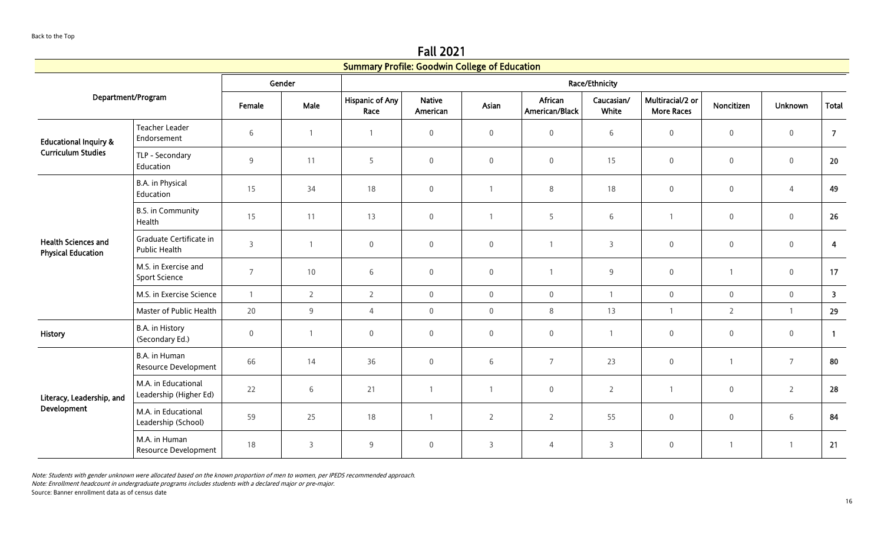Back to the Top

# Fall 2021

## Summary Profile: Goodwin College of Education

| Department/Program | | Gender | | Race/Ethnicity | | | | | | | | Total |
|---|---|---|---|---|---|---|---|---|---|---|---|---|
| | | Female | Male | Hispanic of Any Race | Native American | Asian | African American/Black | Caucasian/ White | Multiracial/2 or More Races | Noncitizen | Unknown | |
| **Educational Inquiry & Curriculum Studies** | Teacher Leader Endorsement | 6 | 1 | 1 | 0 | 0 | 0 | 6 | 0 | 0 | 0 | **7** |
| | TLP - Secondary Education | 9 | 11 | 5 | 0 | 0 | 0 | 15 | 0 | 0 | 0 | **20** |
| **Health Sciences and Physical Education** | B.A. in Physical Education | 15 | 34 | 18 | 0 | 1 | 8 | 18 | 0 | 0 | 4 | **49** |
| | B.S. in Community Health | 15 | 11 | 13 | 0 | 1 | 5 | 6 | 1 | 0 | 0 | **26** |
| | Graduate Certificate in Public Health | 3 | 1 | 0 | 0 | 0 | 1 | 3 | 0 | 0 | 0 | **4** |
| | M.S. in Exercise and Sport Science | 7 | 10 | 6 | 0 | 0 | 1 | 9 | 0 | 1 | 0 | **17** |
| | M.S. in Exercise Science | 1 | 2 | 2 | 0 | 0 | 0 | 1 | 0 | 0 | 0 | **3** |
| | Master of Public Health | 20 | 9 | 4 | 0 | 0 | 8 | 13 | 1 | 2 | 1 | **29** |
| **History** | B.A. in History (Secondary Ed.) | 0 | 1 | 0 | 0 | 0 | 0 | 1 | 0 | 0 | 0 | **1** |
| **Literacy, Leadership, and Development** | B.A. in Human Resource Development | 66 | 14 | 36 | 0 | 6 | 7 | 23 | 0 | 1 | 7 | **80** |
| | M.A. in Educational Leadership (Higher Ed) | 22 | 6 | 21 | 1 | 1 | 0 | 2 | 1 | 0 | 2 | **28** |
| | M.A. in Educational Leadership (School) | 59 | 25 | 18 | 1 | 2 | 2 | 55 | 0 | 0 | 6 | **84** |
| | M.A. in Human Resource Development | 18 | 3 | 9 | 0 | 3 | 4 | 3 | 0 | 1 | 1 | **21** |

*Note: Students with gender unknown were allocated based on the known proportion of men to women, per IPEDS recommended approach.*
*Note: Enrollment headcount in undergraduate programs includes students with a declared major or pre-major.*
Source: Banner enrollment data as of census date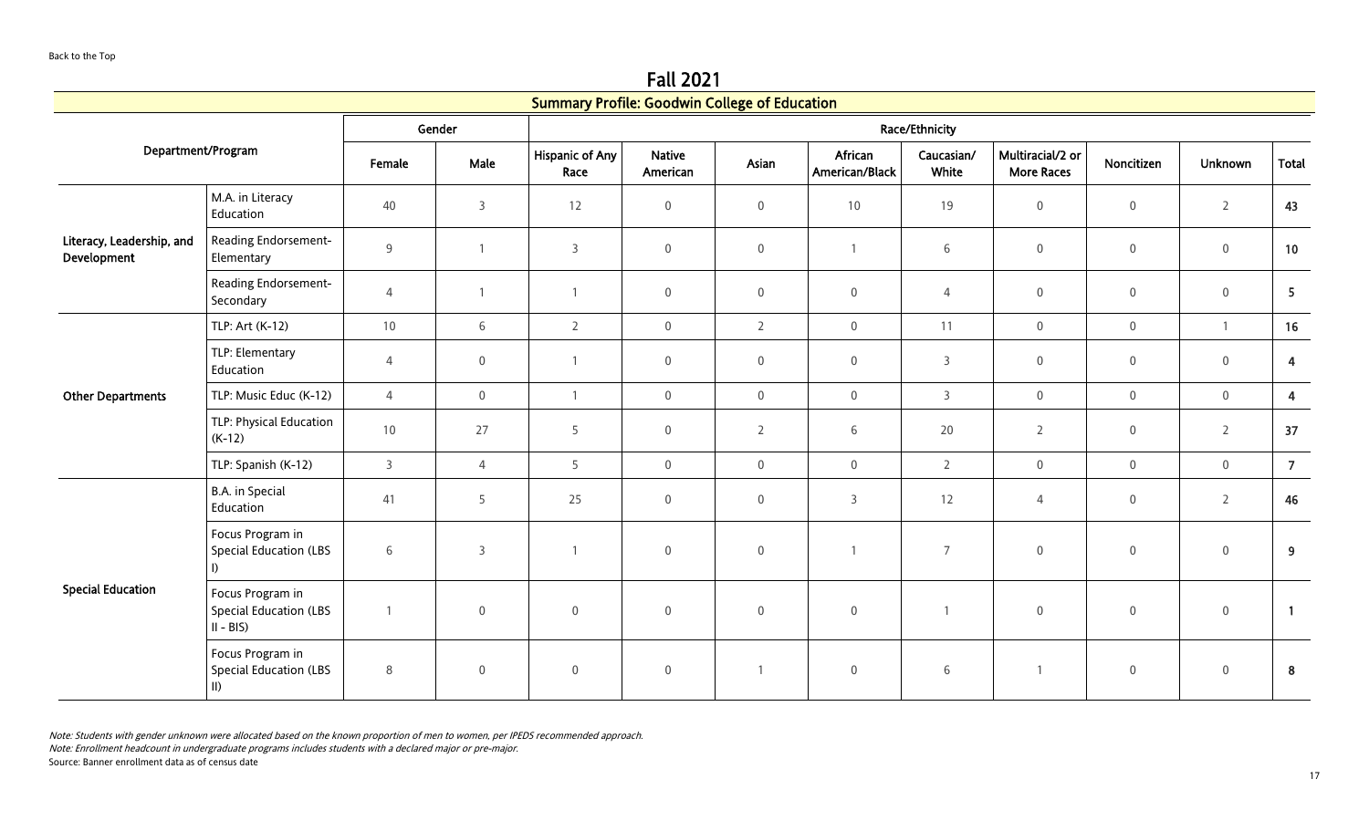Back to the Top

# Fall 2021

## Summary Profile: Goodwin College of Education

| Department/Program | | Gender | | Race/Ethnicity | | | | | | | | Total |
|---|---|---|---|---|---|---|---|---|---|---|---|---|
| | | Female | Male | Hispanic of Any Race | Native American | Asian | African American/Black | Caucasian/ White | Multiracial/2 or More Races | Noncitizen | Unknown | |
| Literacy, Leadership, and Development | M.A. in Literacy Education | 40 | 3 | 12 | 0 | 0 | 10 | 19 | 0 | 0 | 2 | **43** |
| | Reading Endorsement-Elementary | 9 | 1 | 3 | 0 | 0 | 1 | 6 | 0 | 0 | 0 | **10** |
| | Reading Endorsement-Secondary | 4 | 1 | 1 | 0 | 0 | 0 | 4 | 0 | 0 | 0 | **5** |
| Other Departments | TLP: Art (K-12) | 10 | 6 | 2 | 0 | 2 | 0 | 11 | 0 | 0 | 1 | **16** |
| | TLP: Elementary Education | 4 | 0 | 1 | 0 | 0 | 0 | 3 | 0 | 0 | 0 | **4** |
| | TLP: Music Educ (K-12) | 4 | 0 | 1 | 0 | 0 | 0 | 3 | 0 | 0 | 0 | **4** |
| | TLP: Physical Education (K-12) | 10 | 27 | 5 | 0 | 2 | 6 | 20 | 2 | 0 | 2 | **37** |
| | TLP: Spanish (K-12) | 3 | 4 | 5 | 0 | 0 | 0 | 2 | 0 | 0 | 0 | **7** |
| Special Education | B.A. in Special Education | 41 | 5 | 25 | 0 | 0 | 3 | 12 | 4 | 0 | 2 | **46** |
| | Focus Program in Special Education (LBS I) | 6 | 3 | 1 | 0 | 0 | 1 | 7 | 0 | 0 | 0 | **9** |
| | Focus Program in Special Education (LBS II - BIS) | 1 | 0 | 0 | 0 | 0 | 0 | 1 | 0 | 0 | 0 | **1** |
| | Focus Program in Special Education (LBS II) | 8 | 0 | 0 | 0 | 1 | 0 | 6 | 1 | 0 | 0 | **8** |

*Note: Students with gender unknown were allocated based on the known proportion of men to women, per IPEDS recommended approach.*

*Note: Enrollment headcount in undergraduate programs includes students with a declared major or pre-major.*

Source: Banner enrollment data as of census date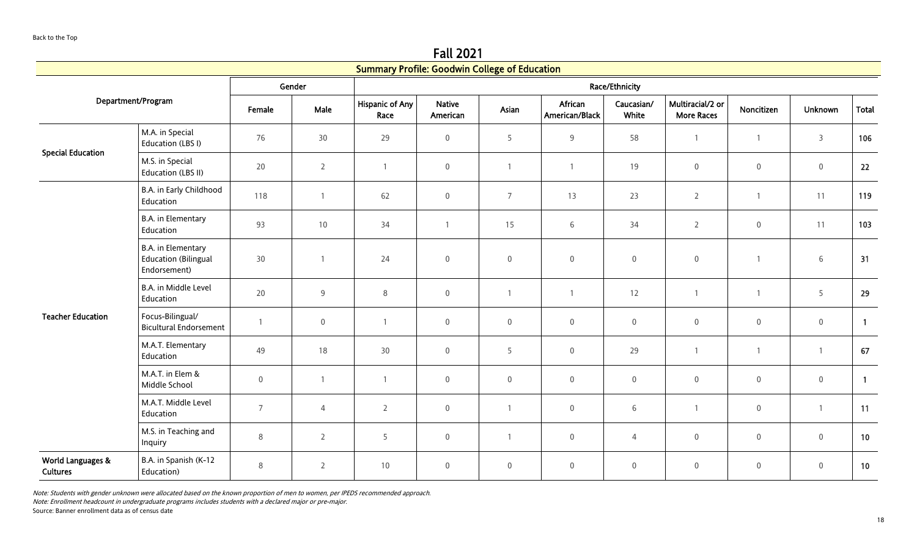Back to the Top

# Fall 2021

## Summary Profile: Goodwin College of Education

| Department/Program | | Gender | | Race/Ethnicity | | | | | | | | |
|---|---|---|---|---|---|---|---|---|---|---|---|---|
| | | Female | Male | Hispanic of Any Race | Native American | Asian | African American/Black | Caucasian/ White | Multiracial/2 or More Races | Noncitizen | Unknown | Total |
| Special Education | M.A. in Special Education (LBS I) | 76 | 30 | 29 | 0 | 5 | 9 | 58 | 1 | 1 | 3 | **106** |
| | M.S. in Special Education (LBS II) | 20 | 2 | 1 | 0 | 1 | 1 | 19 | 0 | 0 | 0 | **22** |
| Teacher Education | B.A. in Early Childhood Education | 118 | 1 | 62 | 0 | 7 | 13 | 23 | 2 | 1 | 11 | **119** |
| | B.A. in Elementary Education | 93 | 10 | 34 | 1 | 15 | 6 | 34 | 2 | 0 | 11 | **103** |
| | B.A. in Elementary Education (Bilingual Endorsement) | 30 | 1 | 24 | 0 | 0 | 0 | 0 | 0 | 1 | 6 | **31** |
| | B.A. in Middle Level Education | 20 | 9 | 8 | 0 | 1 | 1 | 12 | 1 | 1 | 5 | **29** |
| | Focus-Bilingual/ Bicultural Endorsement | 1 | 0 | 1 | 0 | 0 | 0 | 0 | 0 | 0 | 0 | **1** |
| | M.A.T. Elementary Education | 49 | 18 | 30 | 0 | 5 | 0 | 29 | 1 | 1 | 1 | **67** |
| | M.A.T. in Elem & Middle School | 0 | 1 | 1 | 0 | 0 | 0 | 0 | 0 | 0 | 0 | **1** |
| | M.A.T. Middle Level Education | 7 | 4 | 2 | 0 | 1 | 0 | 6 | 1 | 0 | 1 | **11** |
| | M.S. in Teaching and Inquiry | 8 | 2 | 5 | 0 | 1 | 0 | 4 | 0 | 0 | 0 | **10** |
| World Languages & Cultures | B.A. in Spanish (K-12 Education) | 8 | 2 | 10 | 0 | 0 | 0 | 0 | 0 | 0 | 0 | **10** |

*Note: Students with gender unknown were allocated based on the known proportion of men to women, per IPEDS recommended approach.*

*Note: Enrollment headcount in undergraduate programs includes students with a declared major or pre-major.*

Source: Banner enrollment data as of census date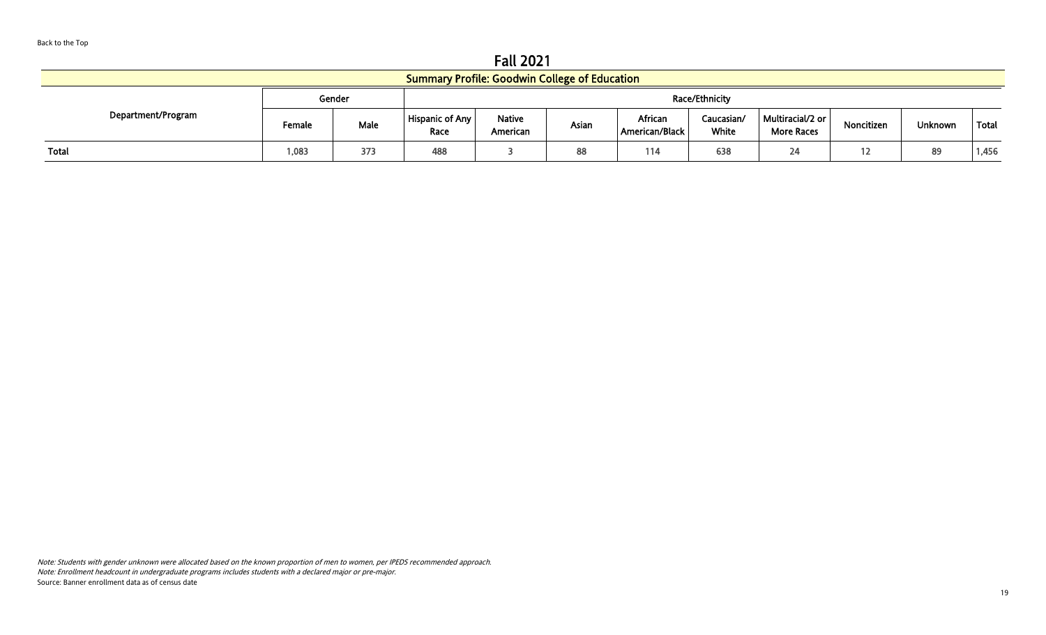Back to the Top

# Fall 2021

## Summary Profile: Goodwin College of Education

| Department/Program | Gender | | Race/Ethnicity | | | | | | | | |
|---|---|---|---|---|---|---|---|---|---|---|---|
| | Female | Male | Hispanic of Any Race | Native American | Asian | African American/Black | Caucasian/ White | Multiracial/2 or More Races | Noncitizen | Unknown | Total |
| **Total** | 1,083 | 373 | 488 | 3 | 88 | 114 | 638 | 24 | 12 | 89 | 1,456 |

*Note: Students with gender unknown were allocated based on the known proportion of men to women, per IPEDS recommended approach.*
*Note: Enrollment headcount in undergraduate programs includes students with a declared major or pre-major.*
Source: Banner enrollment data as of census date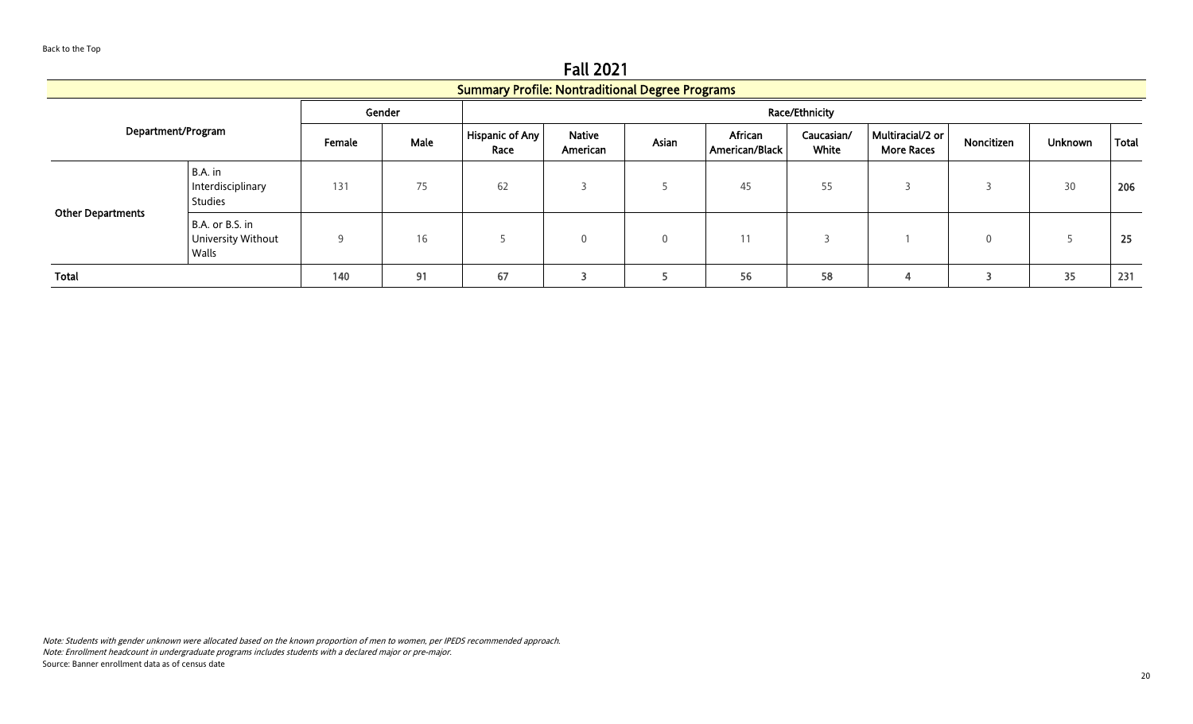Back to the Top

# Fall 2021

## Summary Profile: Nontraditional Degree Programs

| Department/Program | | Gender | | Race/Ethnicity | | | | | | | | |
|---|---|---|---|---|---|---|---|---|---|---|---|---|
| | | Female | Male | Hispanic of Any Race | Native American | Asian | African American/Black | Caucasian/ White | Multiracial/2 or More Races | Noncitizen | Unknown | Total |
| Other Departments | B.A. in Interdisciplinary Studies | 131 | 75 | 62 | 3 | 5 | 45 | 55 | 3 | 3 | 30 | **206** |
| | B.A. or B.S. in University Without Walls | 9 | 16 | 5 | 0 | 0 | 11 | 3 | 1 | 0 | 5 | **25** |
| **Total** | | **140** | **91** | **67** | **3** | **5** | **56** | **58** | **4** | **3** | **35** | **231** |

*Note: Students with gender unknown were allocated based on the known proportion of men to women, per IPEDS recommended approach.*
*Note: Enrollment headcount in undergraduate programs includes students with a declared major or pre-major.*
Source: Banner enrollment data as of census date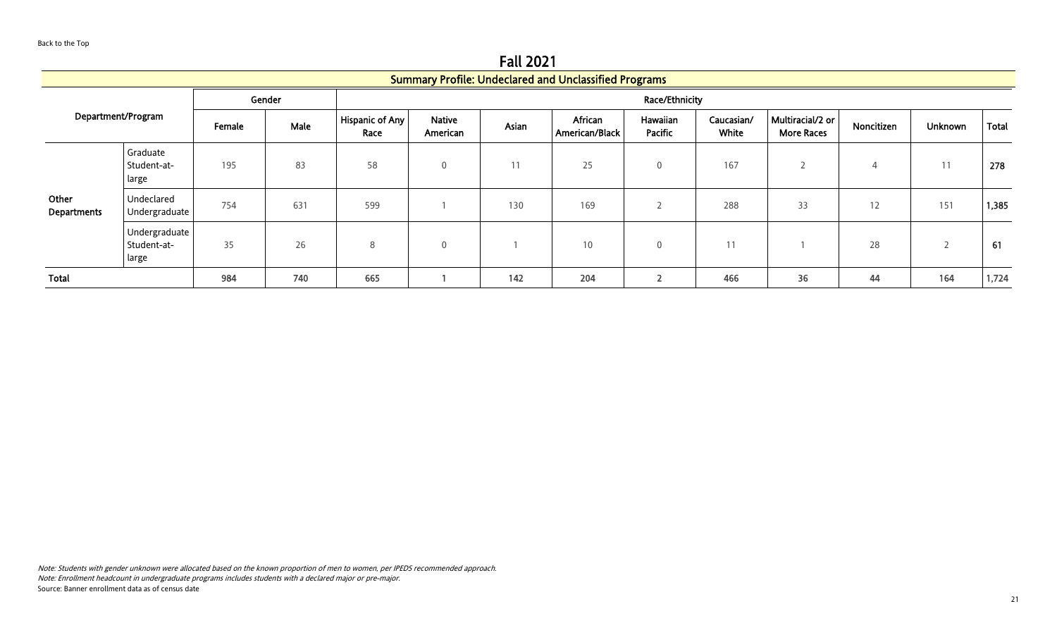Back to the Top

# Fall 2021

## Summary Profile: Undeclared and Unclassified Programs

| Department/Program | | Gender | | Race/Ethnicity | | | | | | | | | |
|---|---|---|---|---|---|---|---|---|---|---|---|---|---|
| | | Female | Male | Hispanic of Any Race | Native American | Asian | African American/Black | Hawaiian Pacific | Caucasian/ White | Multiracial/2 or More Races | Noncitizen | Unknown | Total |
| Other Departments | Graduate Student-at-large | 195 | 83 | 58 | 0 | 11 | 25 | 0 | 167 | 2 | 4 | 11 | **278** |
| | Undeclared Undergraduate | 754 | 631 | 599 | 1 | 130 | 169 | 2 | 288 | 33 | 12 | 151 | **1,385** |
| | Undergraduate Student-at-large | 35 | 26 | 8 | 0 | 1 | 10 | 0 | 11 | 1 | 28 | 2 | **61** |
| **Total** | | **984** | **740** | **665** | **1** | **142** | **204** | **2** | **466** | **36** | **44** | **164** | **1,724** |

*Note: Students with gender unknown were allocated based on the known proportion of men to women, per IPEDS recommended approach.*
*Note: Enrollment headcount in undergraduate programs includes students with a declared major or pre-major.*
Source: Banner enrollment data as of census date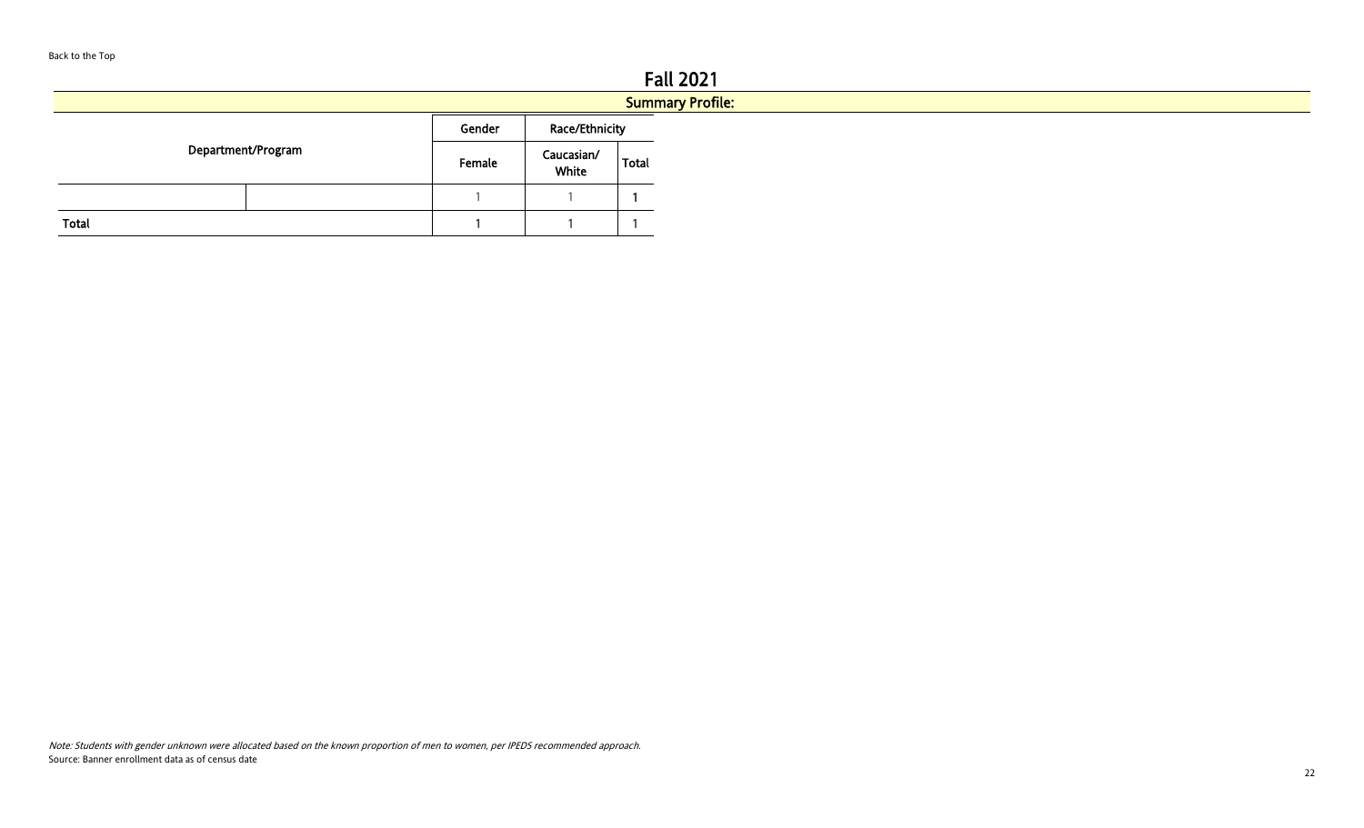Back to the Top

# Fall 2021

## Summary Profile:

| Department/Program | | Gender | Race/Ethnicity | |
|---|---|---|---|---|
| | | Female | Caucasian/ White | Total |
| | | 1 | 1 | **1** |
| **Total** | | 1 | 1 | 1 |

*Note: Students with gender unknown were allocated based on the known proportion of men to women, per IPEDS recommended approach.*

Source: Banner enrollment data as of census date